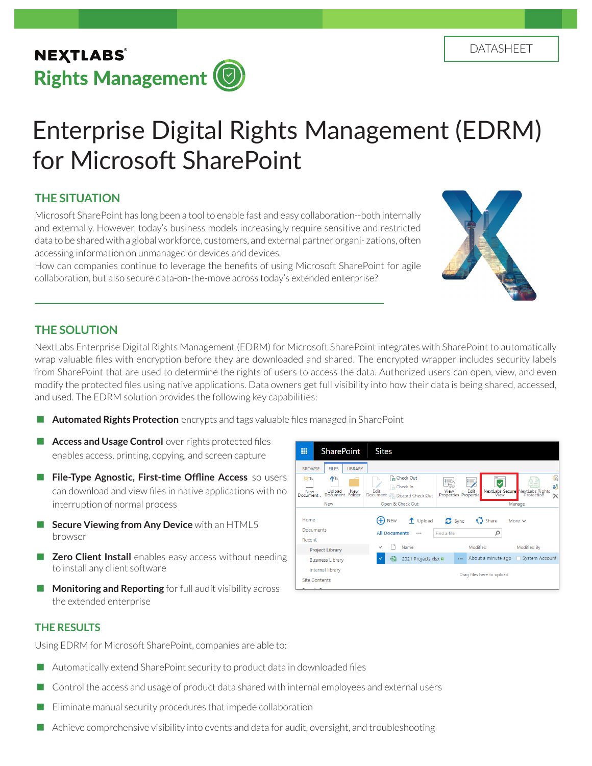NEXTLABS®

Rights Management

DATASHEET

# Enterprise Digital Rights Management (EDRM) for Microsoft SharePoint

## THE SITUATION

Microsoft SharePoint has long been a tool to enable fast and easy collaboration--both internally and externally. However, today's business models increasingly require sensitive and restricted data to be shared with a global workforce, customers, and external partner organi- zations, often accessing information on unmanaged or devices and devices.

How can companies continue to leverage the benefits of using Microsoft SharePoint for agile collaboration, but also secure data-on-the-move across today's extended enterprise?

## THE SOLUTION

NextLabs Enterprise Digital Rights Management (EDRM) for Microsoft SharePoint integrates with SharePoint to automatically wrap valuable files with encryption before they are downloaded and shared. The encrypted wrapper includes security labels from SharePoint that are used to determine the rights of users to access the data. Authorized users can open, view, and even modify the protected files using native applications. Data owners get full visibility into how their data is being shared, accessed, and used. The EDRM solution provides the following key capabilities:

- **Automated Rights Protection** encrypts and tags valuable files managed in SharePoint
- **Access and Usage Control** over rights protected files enables access, printing, copying, and screen capture
- **File-Type Agnostic, First-time Offline Access** so users can download and view files in native applications with no interruption of normal process
- **Secure Viewing from Any Device** with an HTML5 browser
- **Zero Client Install** enables easy access without needing to install any client software
- **Monitoring and Reporting** for full audit visibility across the extended enterprise

## THE RESULTS

Using EDRM for Microsoft SharePoint, companies are able to:

- Automatically extend SharePoint security to product data in downloaded files
- Control the access and usage of product data shared with internal employees and external users
- Eliminate manual security procedures that impede collaboration
- Achieve comprehensive visibility into events and data for audit, oversight, and troubleshooting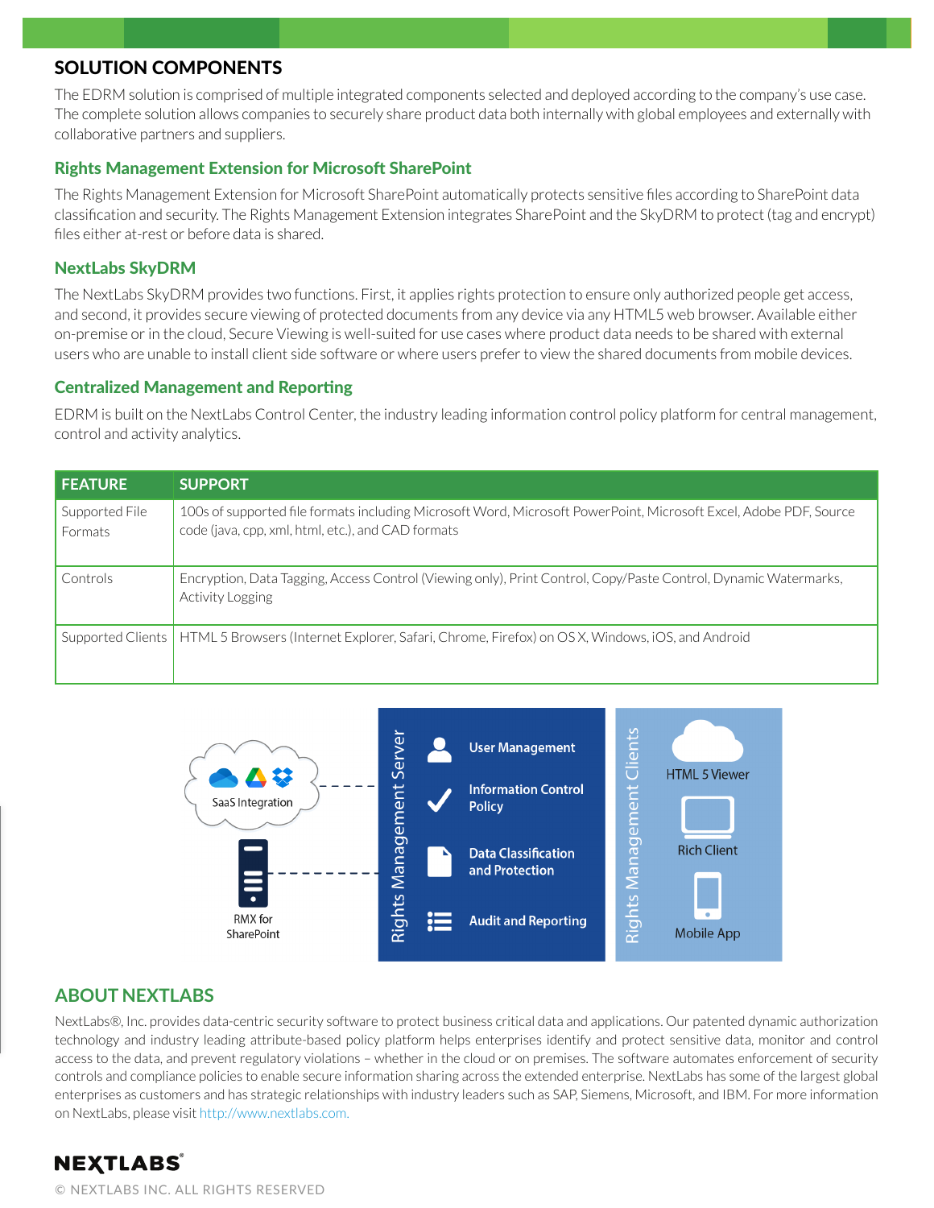## SOLUTION COMPONENTS

The EDRM solution is comprised of multiple integrated components selected and deployed according to the company's use case. The complete solution allows companies to securely share product data both internally with global employees and externally with collaborative partners and suppliers.

### Rights Management Extension for Microsoft SharePoint

The Rights Management Extension for Microsoft SharePoint automatically protects sensitive files according to SharePoint data classification and security. The Rights Management Extension integrates SharePoint and the SkyDRM to protect (tag and encrypt) files either at-rest or before data is shared.

### NextLabs SkyDRM

The NextLabs SkyDRM provides two functions. First, it applies rights protection to ensure only authorized people get access, and second, it provides secure viewing of protected documents from any device via any HTML5 web browser. Available either on-premise or in the cloud, Secure Viewing is well-suited for use cases where product data needs to be shared with external users who are unable to install client side software or where users prefer to view the shared documents from mobile devices.

### Centralized Management and Reporting

EDRM is built on the NextLabs Control Center, the industry leading information control policy platform for central management, control and activity analytics.

| FEATURE | SUPPORT |
| --- | --- |
| Supported File Formats | 100s of supported file formats including Microsoft Word, Microsoft PowerPoint, Microsoft Excel, Adobe PDF, Source code (java, cpp, xml, html, etc.), and CAD formats |
| Controls | Encryption, Data Tagging, Access Control (Viewing only), Print Control, Copy/Paste Control, Dynamic Watermarks, Activity Logging |
| Supported Clients | HTML 5 Browsers (Internet Explorer, Safari, Chrome, Firefox) on OS X, Windows, iOS, and Android |

SaaS Integration

RMX for SharePoint

Rights Management Server

User Management

Information Control Policy

Data Classification and Protection

Audit and Reporting

Rights Management Clients

HTML 5 Viewer

Rich Client

Mobile App

## ABOUT NEXTLABS

NextLabs®, Inc. provides data-centric security software to protect business critical data and applications. Our patented dynamic authorization technology and industry leading attribute-based policy platform helps enterprises identify and protect sensitive data, monitor and control access to the data, and prevent regulatory violations – whether in the cloud or on premises. The software automates enforcement of security controls and compliance policies to enable secure information sharing across the extended enterprise. NextLabs has some of the largest global enterprises as customers and has strategic relationships with industry leaders such as SAP, Siemens, Microsoft, and IBM. For more information on NextLabs, please visit http://www.nextlabs.com.

NEXTLABS®

© NEXTLABS INC. ALL RIGHTS RESERVED